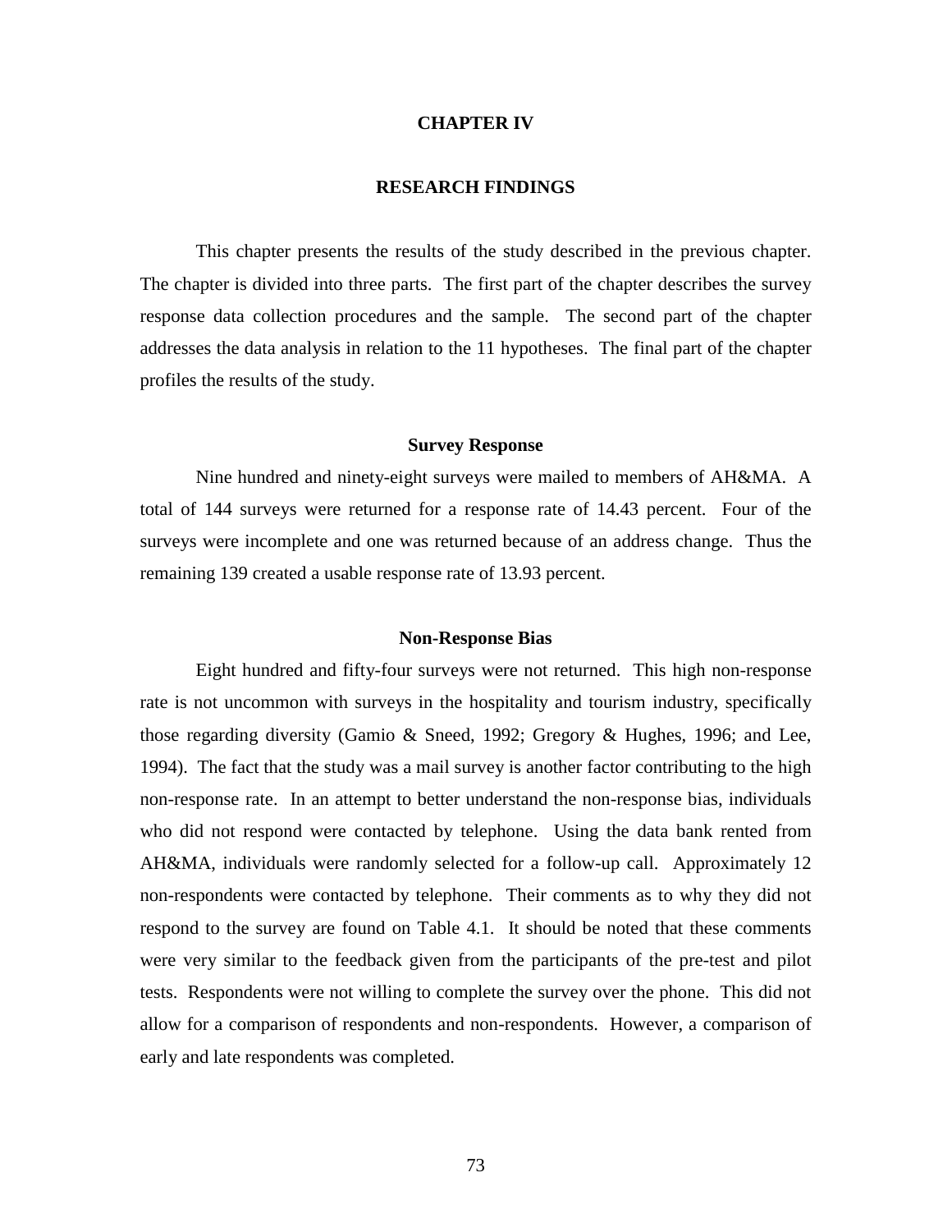# CHAPTER IV

# RESEARCH FINDINGS

This chapter presents the results of the study described in the previous chapter. The chapter is divided into three parts. The first part of the chapter describes the survey response data collection procedures and the sample. The second part of the chapter addresses the data analysis in relation to the 11 hypotheses. The final part of the chapter profiles the results of the study.

## Survey Response

Nine hundred and ninety-eight surveys were mailed to members of AH&MA. A total of 144 surveys were returned for a response rate of 14.43 percent. Four of the surveys were incomplete and one was returned because of an address change. Thus the remaining 139 created a usable response rate of 13.93 percent.

## Non-Response Bias

Eight hundred and fifty-four surveys were not returned. This high non-response rate is not uncommon with surveys in the hospitality and tourism industry, specifically those regarding diversity (Gamio & Sneed, 1992; Gregory & Hughes, 1996; and Lee, 1994). The fact that the study was a mail survey is another factor contributing to the high non-response rate. In an attempt to better understand the non-response bias, individuals who did not respond were contacted by telephone. Using the data bank rented from AH&MA, individuals were randomly selected for a follow-up call. Approximately 12 non-respondents were contacted by telephone. Their comments as to why they did not respond to the survey are found on Table 4.1. It should be noted that these comments were very similar to the feedback given from the participants of the pre-test and pilot tests. Respondents were not willing to complete the survey over the phone. This did not allow for a comparison of respondents and non-respondents. However, a comparison of early and late respondents was completed.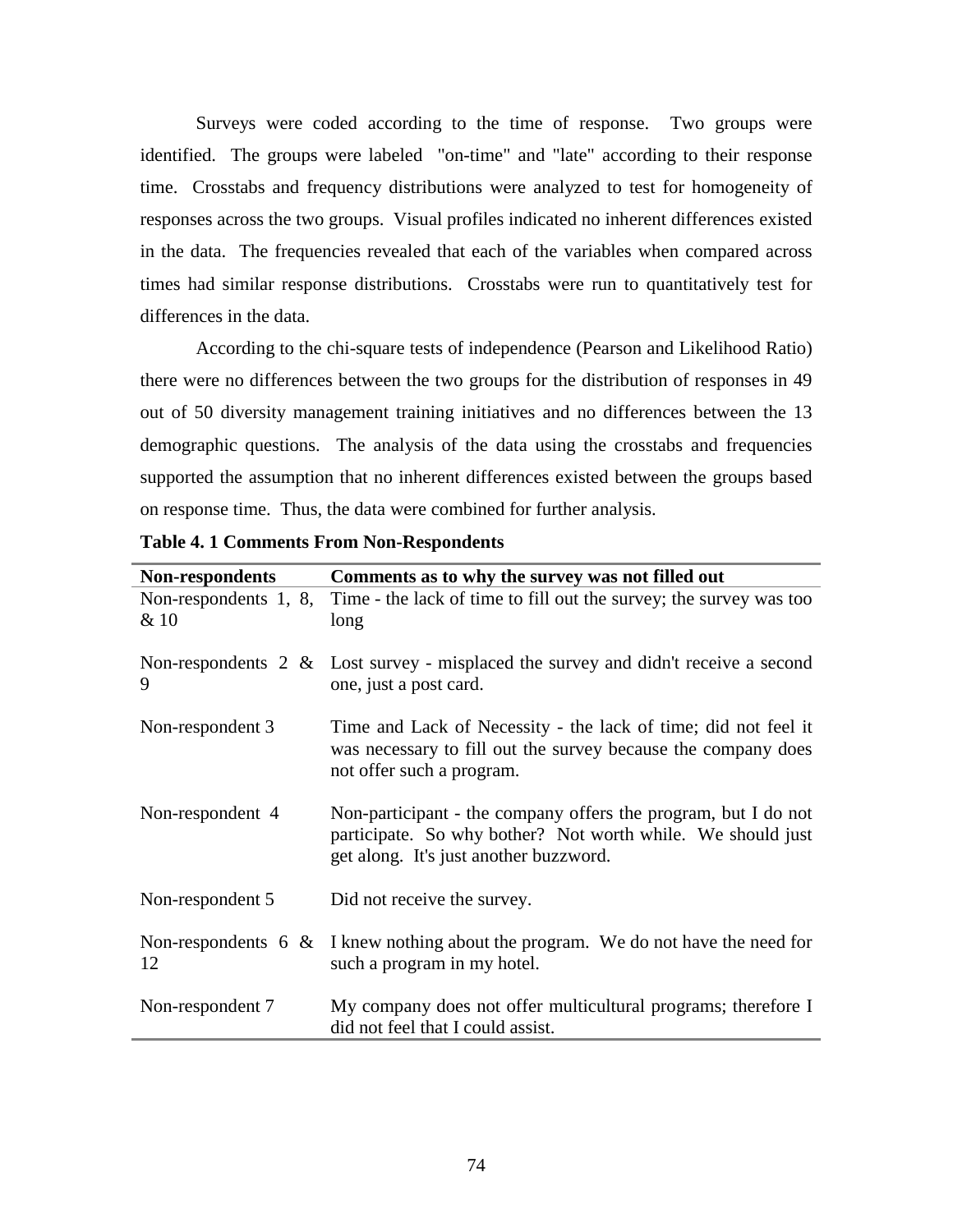Surveys were coded according to the time of response. Two groups were identified. The groups were labeled "on-time" and "late" according to their response time. Crosstabs and frequency distributions were analyzed to test for homogeneity of responses across the two groups. Visual profiles indicated no inherent differences existed in the data. The frequencies revealed that each of the variables when compared across times had similar response distributions. Crosstabs were run to quantitatively test for differences in the data.

According to the chi-square tests of independence (Pearson and Likelihood Ratio) there were no differences between the two groups for the distribution of responses in 49 out of 50 diversity management training initiatives and no differences between the 13 demographic questions. The analysis of the data using the crosstabs and frequencies supported the assumption that no inherent differences existed between the groups based on response time. Thus, the data were combined for further analysis.

**Table 4. 1 Comments From Non-Respondents**

| Non-respondents | Comments as to why the survey was not filled out |
|---|---|
| Non-respondents 1, 8, & 10 | Time - the lack of time to fill out the survey; the survey was too long |
| Non-respondents 2 & 9 | Lost survey - misplaced the survey and didn't receive a second one, just a post card. |
| Non-respondent 3 | Time and Lack of Necessity - the lack of time; did not feel it was necessary to fill out the survey because the company does not offer such a program. |
| Non-respondent 4 | Non-participant - the company offers the program, but I do not participate. So why bother? Not worth while. We should just get along. It's just another buzzword. |
| Non-respondent 5 | Did not receive the survey. |
| Non-respondents 6 & 12 | I knew nothing about the program. We do not have the need for such a program in my hotel. |
| Non-respondent 7 | My company does not offer multicultural programs; therefore I did not feel that I could assist. |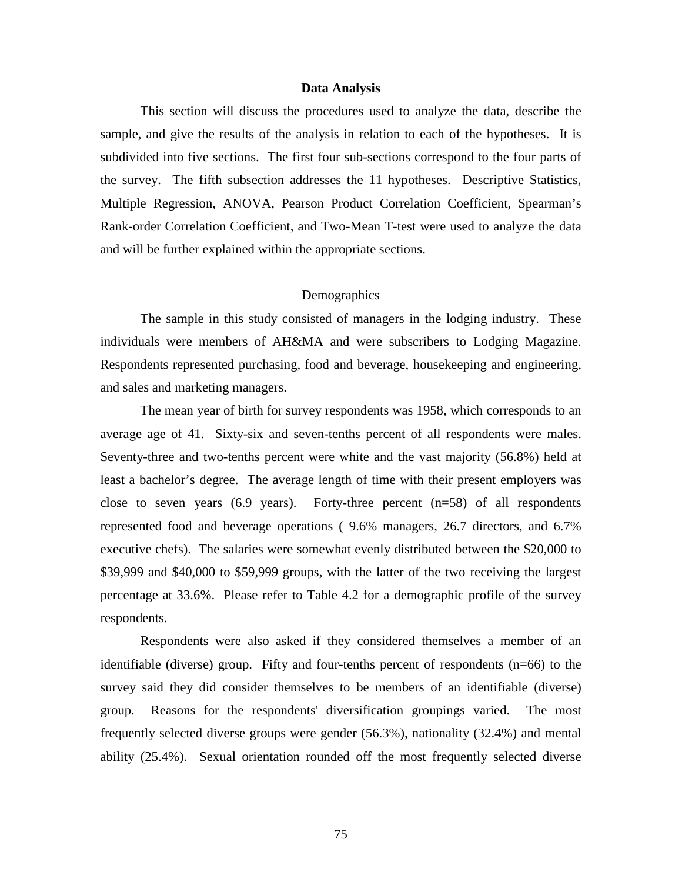## Data Analysis

This section will discuss the procedures used to analyze the data, describe the sample, and give the results of the analysis in relation to each of the hypotheses. It is subdivided into five sections. The first four sub-sections correspond to the four parts of the survey. The fifth subsection addresses the 11 hypotheses. Descriptive Statistics, Multiple Regression, ANOVA, Pearson Product Correlation Coefficient, Spearman's Rank-order Correlation Coefficient, and Two-Mean T-test were used to analyze the data and will be further explained within the appropriate sections.

### Demographics

The sample in this study consisted of managers in the lodging industry. These individuals were members of AH&MA and were subscribers to Lodging Magazine. Respondents represented purchasing, food and beverage, housekeeping and engineering, and sales and marketing managers.

The mean year of birth for survey respondents was 1958, which corresponds to an average age of 41. Sixty-six and seven-tenths percent of all respondents were males. Seventy-three and two-tenths percent were white and the vast majority (56.8%) held at least a bachelor's degree. The average length of time with their present employers was close to seven years (6.9 years). Forty-three percent (n=58) of all respondents represented food and beverage operations ( 9.6% managers, 26.7 directors, and 6.7% executive chefs). The salaries were somewhat evenly distributed between the $20,000 to $39,999 and $40,000 to $59,999 groups, with the latter of the two receiving the largest percentage at 33.6%. Please refer to Table 4.2 for a demographic profile of the survey respondents.

Respondents were also asked if they considered themselves a member of an identifiable (diverse) group. Fifty and four-tenths percent of respondents (n=66) to the survey said they did consider themselves to be members of an identifiable (diverse) group. Reasons for the respondents' diversification groupings varied. The most frequently selected diverse groups were gender (56.3%), nationality (32.4%) and mental ability (25.4%). Sexual orientation rounded off the most frequently selected diverse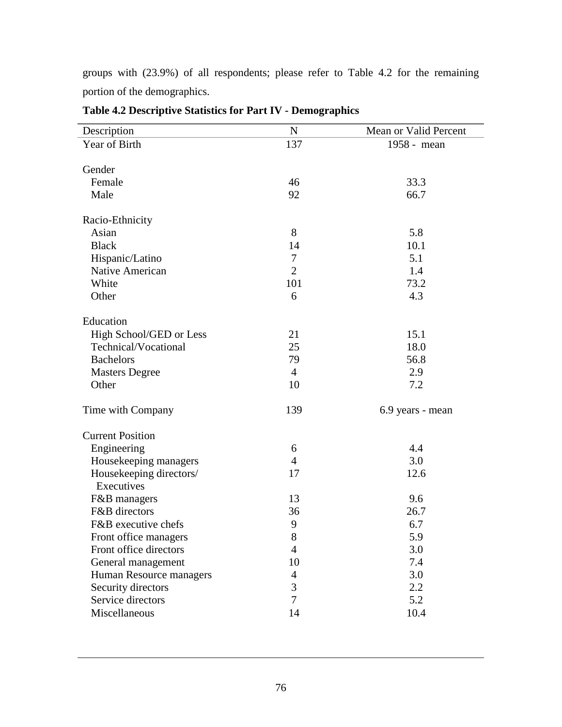groups with (23.9%) of all respondents; please refer to Table 4.2 for the remaining portion of the demographics.

**Table 4.2 Descriptive Statistics for Part IV - Demographics**

| Description | N | Mean or Valid Percent |
|---|---|---|
| Year of Birth | 137 | 1958 - mean |
| | | |
| Gender | | |
| Female | 46 | 33.3 |
| Male | 92 | 66.7 |
| | | |
| Racio-Ethnicity | | |
| Asian | 8 | 5.8 |
| Black | 14 | 10.1 |
| Hispanic/Latino | 7 | 5.1 |
| Native American | 2 | 1.4 |
| White | 101 | 73.2 |
| Other | 6 | 4.3 |
| | | |
| Education | | |
| High School/GED or Less | 21 | 15.1 |
| Technical/Vocational | 25 | 18.0 |
| Bachelors | 79 | 56.8 |
| Masters Degree | 4 | 2.9 |
| Other | 10 | 7.2 |
| | | |
| Time with Company | 139 | 6.9 years - mean |
| | | |
| Current Position | | |
| Engineering | 6 | 4.4 |
| Housekeeping managers | 4 | 3.0 |
| Housekeeping directors/ Executives | 17 | 12.6 |
| F&B managers | 13 | 9.6 |
| F&B directors | 36 | 26.7 |
| F&B executive chefs | 9 | 6.7 |
| Front office managers | 8 | 5.9 |
| Front office directors | 4 | 3.0 |
| General management | 10 | 7.4 |
| Human Resource managers | 4 | 3.0 |
| Security directors | 3 | 2.2 |
| Service directors | 7 | 5.2 |
| Miscellaneous | 14 | 10.4 |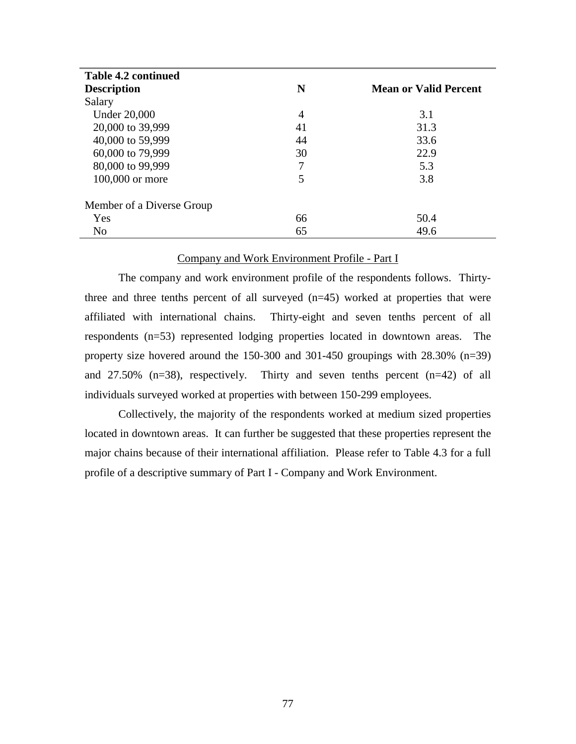**Table 4.2 continued**

| Description | N | Mean or Valid Percent |
|---|---|---|
| Salary | | |
| Under 20,000 | 4 | 3.1 |
| 20,000 to 39,999 | 41 | 31.3 |
| 40,000 to 59,999 | 44 | 33.6 |
| 60,000 to 79,999 | 30 | 22.9 |
| 80,000 to 99,999 | 7 | 5.3 |
| 100,000 or more | 5 | 3.8 |
| | | |
| Member of a Diverse Group | | |
| Yes | 66 | 50.4 |
| No | 65 | 49.6 |

<u>Company and Work Environment Profile - Part I</u>

The company and work environment profile of the respondents follows. Thirty-three and three tenths percent of all surveyed (n=45) worked at properties that were affiliated with international chains. Thirty-eight and seven tenths percent of all respondents (n=53) represented lodging properties located in downtown areas. The property size hovered around the 150-300 and 301-450 groupings with 28.30% (n=39) and 27.50% (n=38), respectively. Thirty and seven tenths percent (n=42) of all individuals surveyed worked at properties with between 150-299 employees.

Collectively, the majority of the respondents worked at medium sized properties located in downtown areas. It can further be suggested that these properties represent the major chains because of their international affiliation. Please refer to Table 4.3 for a full profile of a descriptive summary of Part I - Company and Work Environment.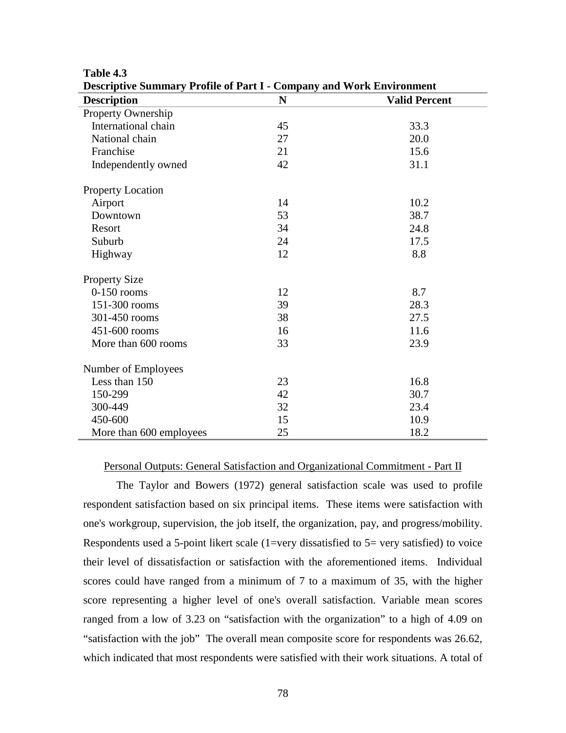**Table 4.3**
**Descriptive Summary Profile of Part I - Company and Work Environment**

| Description | N | Valid Percent |
|---|---|---|
| Property Ownership | | |
| International chain | 45 | 33.3 |
| National chain | 27 | 20.0 |
| Franchise | 21 | 15.6 |
| Independently owned | 42 | 31.1 |
| Property Location | | |
| Airport | 14 | 10.2 |
| Downtown | 53 | 38.7 |
| Resort | 34 | 24.8 |
| Suburb | 24 | 17.5 |
| Highway | 12 | 8.8 |
| Property Size | | |
| 0-150 rooms | 12 | 8.7 |
| 151-300 rooms | 39 | 28.3 |
| 301-450 rooms | 38 | 27.5 |
| 451-600 rooms | 16 | 11.6 |
| More than 600 rooms | 33 | 23.9 |
| Number of Employees | | |
| Less than 150 | 23 | 16.8 |
| 150-299 | 42 | 30.7 |
| 300-449 | 32 | 23.4 |
| 450-600 | 15 | 10.9 |
| More than 600 employees | 25 | 18.2 |

Personal Outputs: General Satisfaction and Organizational Commitment - Part II

The Taylor and Bowers (1972) general satisfaction scale was used to profile respondent satisfaction based on six principal items. These items were satisfaction with one's workgroup, supervision, the job itself, the organization, pay, and progress/mobility. Respondents used a 5-point likert scale (1=very dissatisfied to 5= very satisfied) to voice their level of dissatisfaction or satisfaction with the aforementioned items. Individual scores could have ranged from a minimum of 7 to a maximum of 35, with the higher score representing a higher level of one's overall satisfaction. Variable mean scores ranged from a low of 3.23 on "satisfaction with the organization" to a high of 4.09 on "satisfaction with the job" The overall mean composite score for respondents was 26.62, which indicated that most respondents were satisfied with their work situations. A total of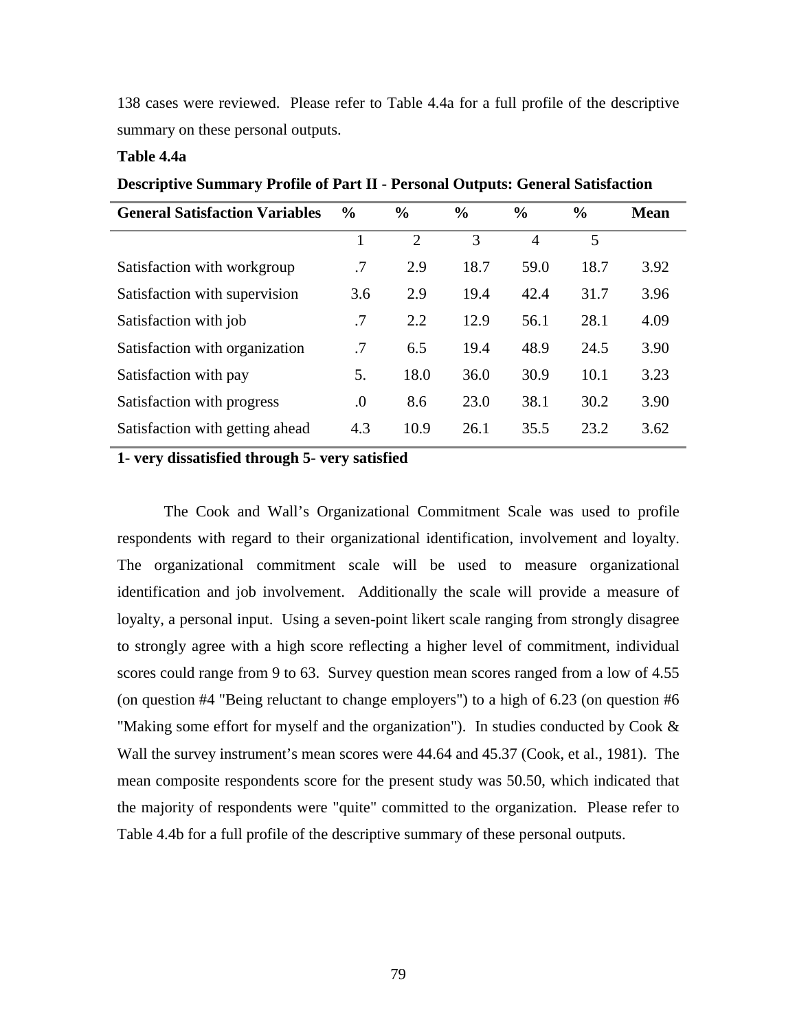138 cases were reviewed. Please refer to Table 4.4a for a full profile of the descriptive summary on these personal outputs.

**Table 4.4a**

**Descriptive Summary Profile of Part II - Personal Outputs: General Satisfaction**

| General Satisfaction Variables | % | % | % | % | % | Mean |
|---|---|---|---|---|---|---|
| | 1 | 2 | 3 | 4 | 5 | |
| Satisfaction with workgroup | .7 | 2.9 | 18.7 | 59.0 | 18.7 | 3.92 |
| Satisfaction with supervision | 3.6 | 2.9 | 19.4 | 42.4 | 31.7 | 3.96 |
| Satisfaction with job | .7 | 2.2 | 12.9 | 56.1 | 28.1 | 4.09 |
| Satisfaction with organization | .7 | 6.5 | 19.4 | 48.9 | 24.5 | 3.90 |
| Satisfaction with pay | 5. | 18.0 | 36.0 | 30.9 | 10.1 | 3.23 |
| Satisfaction with progress | .0 | 8.6 | 23.0 | 38.1 | 30.2 | 3.90 |
| Satisfaction with getting ahead | 4.3 | 10.9 | 26.1 | 35.5 | 23.2 | 3.62 |

**1- very dissatisfied through 5- very satisfied**

The Cook and Wall's Organizational Commitment Scale was used to profile respondents with regard to their organizational identification, involvement and loyalty. The organizational commitment scale will be used to measure organizational identification and job involvement. Additionally the scale will provide a measure of loyalty, a personal input. Using a seven-point likert scale ranging from strongly disagree to strongly agree with a high score reflecting a higher level of commitment, individual scores could range from 9 to 63. Survey question mean scores ranged from a low of 4.55 (on question #4 "Being reluctant to change employers") to a high of 6.23 (on question #6 "Making some effort for myself and the organization"). In studies conducted by Cook & Wall the survey instrument's mean scores were 44.64 and 45.37 (Cook, et al., 1981). The mean composite respondents score for the present study was 50.50, which indicated that the majority of respondents were "quite" committed to the organization. Please refer to Table 4.4b for a full profile of the descriptive summary of these personal outputs.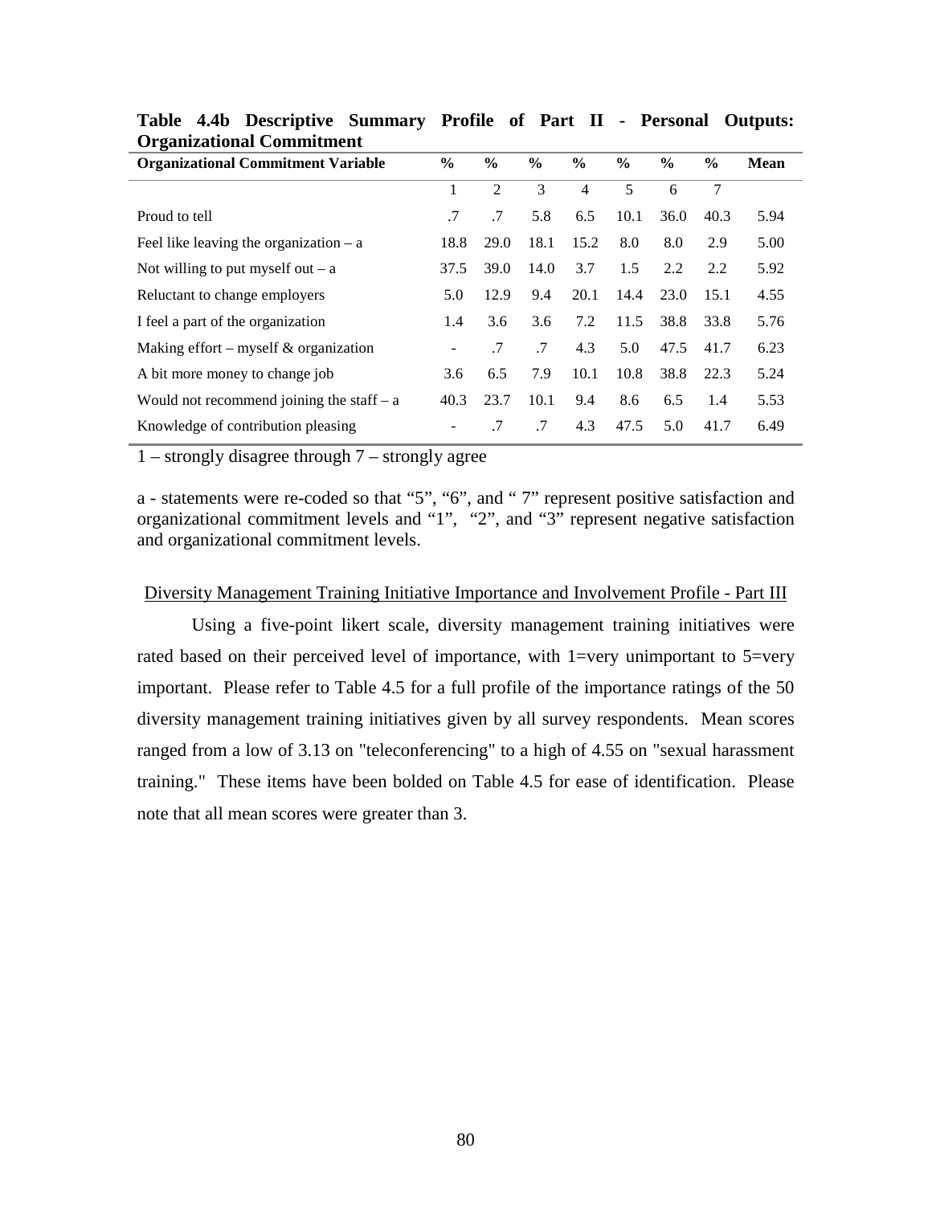**Table 4.4b Descriptive Summary Profile of Part II - Personal Outputs: Organizational Commitment**

| Organizational Commitment Variable | % | % | % | % | % | % | % | Mean |
|---|---|---|---|---|---|---|---|---|
| | 1 | 2 | 3 | 4 | 5 | 6 | 7 | |
| Proud to tell | .7 | .7 | 5.8 | 6.5 | 10.1 | 36.0 | 40.3 | 5.94 |
| Feel like leaving the organization – a | 18.8 | 29.0 | 18.1 | 15.2 | 8.0 | 8.0 | 2.9 | 5.00 |
| Not willing to put myself out – a | 37.5 | 39.0 | 14.0 | 3.7 | 1.5 | 2.2 | 2.2 | 5.92 |
| Reluctant to change employers | 5.0 | 12.9 | 9.4 | 20.1 | 14.4 | 23.0 | 15.1 | 4.55 |
| I feel a part of the organization | 1.4 | 3.6 | 3.6 | 7.2 | 11.5 | 38.8 | 33.8 | 5.76 |
| Making effort – myself & organization | - | .7 | .7 | 4.3 | 5.0 | 47.5 | 41.7 | 6.23 |
| A bit more money to change job | 3.6 | 6.5 | 7.9 | 10.1 | 10.8 | 38.8 | 22.3 | 5.24 |
| Would not recommend joining the staff – a | 40.3 | 23.7 | 10.1 | 9.4 | 8.6 | 6.5 | 1.4 | 5.53 |
| Knowledge of contribution pleasing | - | .7 | .7 | 4.3 | 47.5 | 5.0 | 41.7 | 6.49 |

1 – strongly disagree through 7 – strongly agree

a - statements were re-coded so that "5", "6", and " 7" represent positive satisfaction and organizational commitment levels and "1", "2", and "3" represent negative satisfaction and organizational commitment levels.

Diversity Management Training Initiative Importance and Involvement Profile - Part III

Using a five-point likert scale, diversity management training initiatives were rated based on their perceived level of importance, with 1=very unimportant to 5=very important. Please refer to Table 4.5 for a full profile of the importance ratings of the 50 diversity management training initiatives given by all survey respondents. Mean scores ranged from a low of 3.13 on "teleconferencing" to a high of 4.55 on "sexual harassment training." These items have been bolded on Table 4.5 for ease of identification. Please note that all mean scores were greater than 3.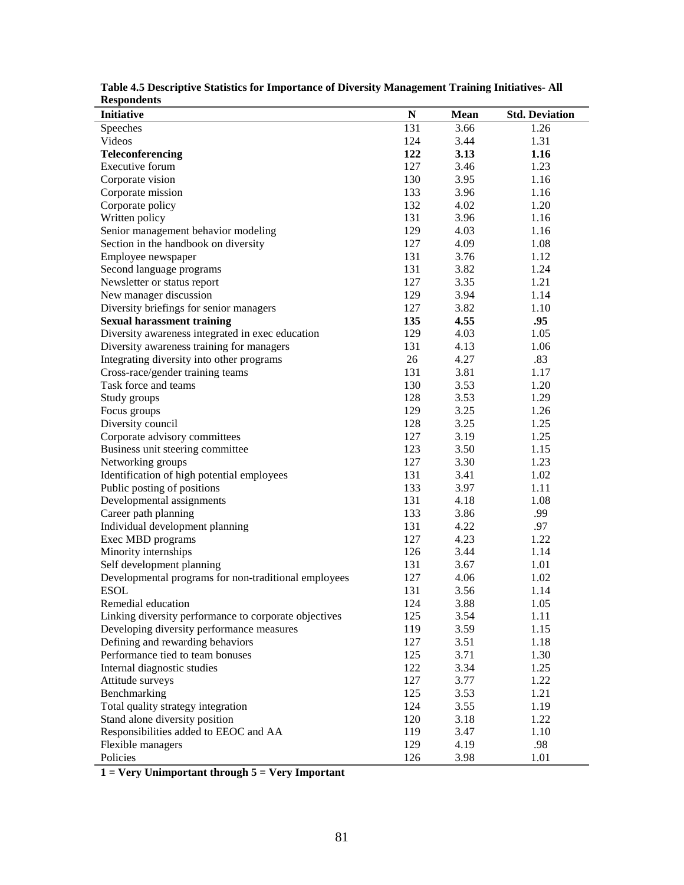**Table 4.5 Descriptive Statistics for Importance of Diversity Management Training Initiatives- All Respondents**

| Initiative | N | Mean | Std. Deviation |
|---|---|---|---|
| Speeches | 131 | 3.66 | 1.26 |
| Videos | 124 | 3.44 | 1.31 |
| **Teleconferencing** | **122** | **3.13** | **1.16** |
| Executive forum | 127 | 3.46 | 1.23 |
| Corporate vision | 130 | 3.95 | 1.16 |
| Corporate mission | 133 | 3.96 | 1.16 |
| Corporate policy | 132 | 4.02 | 1.20 |
| Written policy | 131 | 3.96 | 1.16 |
| Senior management behavior modeling | 129 | 4.03 | 1.16 |
| Section in the handbook on diversity | 127 | 4.09 | 1.08 |
| Employee newspaper | 131 | 3.76 | 1.12 |
| Second language programs | 131 | 3.82 | 1.24 |
| Newsletter or status report | 127 | 3.35 | 1.21 |
| New manager discussion | 129 | 3.94 | 1.14 |
| Diversity briefings for senior managers | 127 | 3.82 | 1.10 |
| **Sexual harassment training** | **135** | **4.55** | **.95** |
| Diversity awareness integrated in exec education | 129 | 4.03 | 1.05 |
| Diversity awareness training for managers | 131 | 4.13 | 1.06 |
| Integrating diversity into other programs | 26 | 4.27 | .83 |
| Cross-race/gender training teams | 131 | 3.81 | 1.17 |
| Task force and teams | 130 | 3.53 | 1.20 |
| Study groups | 128 | 3.53 | 1.29 |
| Focus groups | 129 | 3.25 | 1.26 |
| Diversity council | 128 | 3.25 | 1.25 |
| Corporate advisory committees | 127 | 3.19 | 1.25 |
| Business unit steering committee | 123 | 3.50 | 1.15 |
| Networking groups | 127 | 3.30 | 1.23 |
| Identification of high potential employees | 131 | 3.41 | 1.02 |
| Public posting of positions | 133 | 3.97 | 1.11 |
| Developmental assignments | 131 | 4.18 | 1.08 |
| Career path planning | 133 | 3.86 | .99 |
| Individual development planning | 131 | 4.22 | .97 |
| Exec MBD programs | 127 | 4.23 | 1.22 |
| Minority internships | 126 | 3.44 | 1.14 |
| Self development planning | 131 | 3.67 | 1.01 |
| Developmental programs for non-traditional employees | 127 | 4.06 | 1.02 |
| ESOL | 131 | 3.56 | 1.14 |
| Remedial education | 124 | 3.88 | 1.05 |
| Linking diversity performance to corporate objectives | 125 | 3.54 | 1.11 |
| Developing diversity performance measures | 119 | 3.59 | 1.15 |
| Defining and rewarding behaviors | 127 | 3.51 | 1.18 |
| Performance tied to team bonuses | 125 | 3.71 | 1.30 |
| Internal diagnostic studies | 122 | 3.34 | 1.25 |
| Attitude surveys | 127 | 3.77 | 1.22 |
| Benchmarking | 125 | 3.53 | 1.21 |
| Total quality strategy integration | 124 | 3.55 | 1.19 |
| Stand alone diversity position | 120 | 3.18 | 1.22 |
| Responsibilities added to EEOC and AA | 119 | 3.47 | 1.10 |
| Flexible managers | 129 | 4.19 | .98 |
| Policies | 126 | 3.98 | 1.01 |

**1 = Very Unimportant through 5 = Very Important**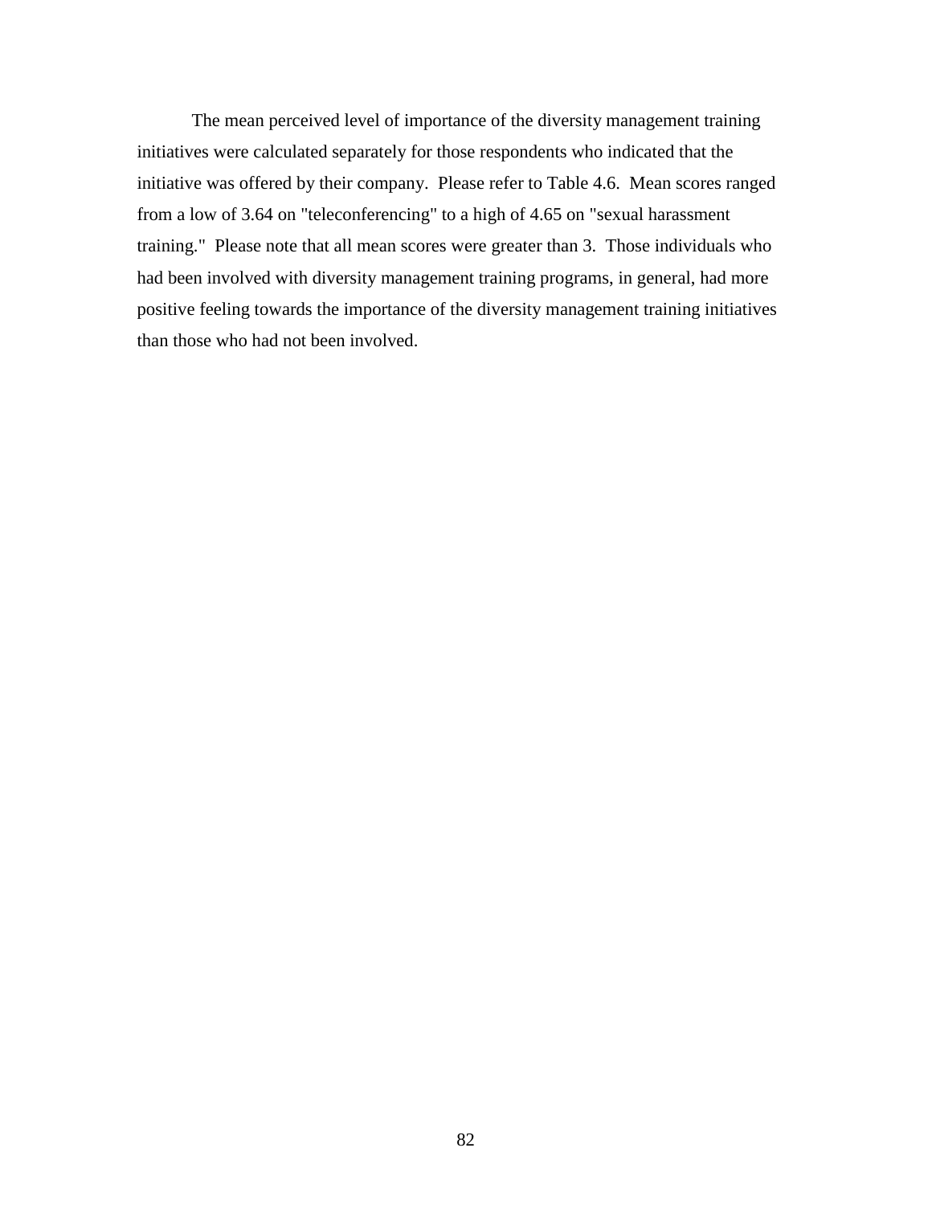The mean perceived level of importance of the diversity management training initiatives were calculated separately for those respondents who indicated that the initiative was offered by their company. Please refer to Table 4.6. Mean scores ranged from a low of 3.64 on "teleconferencing" to a high of 4.65 on "sexual harassment training." Please note that all mean scores were greater than 3. Those individuals who had been involved with diversity management training programs, in general, had more positive feeling towards the importance of the diversity management training initiatives than those who had not been involved.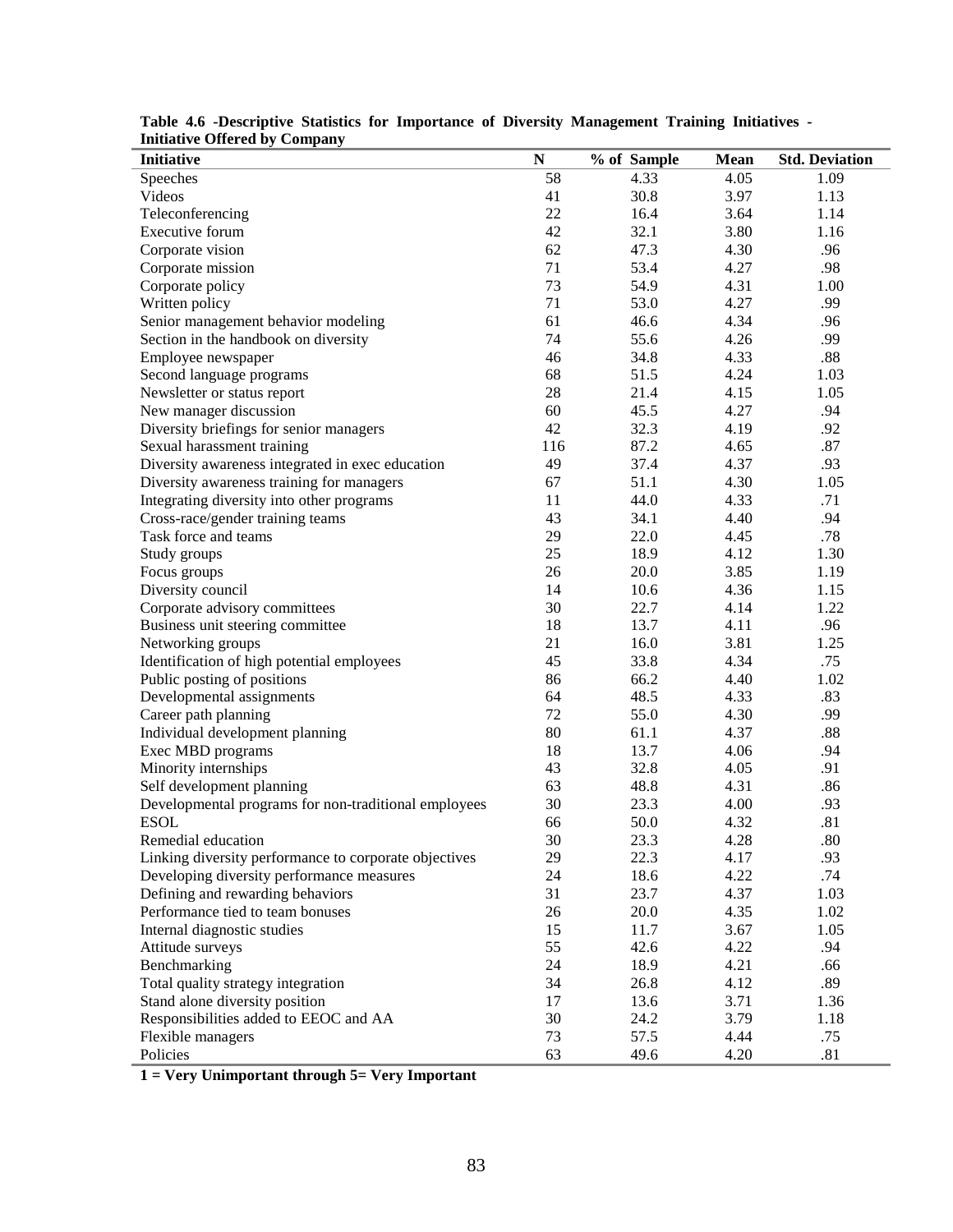**Table 4.6 -Descriptive Statistics for Importance of Diversity Management Training Initiatives - Initiative Offered by Company**

| Initiative | N | % of Sample | Mean | Std. Deviation |
|---|---|---|---|---|
| Speeches | 58 | 4.33 | 4.05 | 1.09 |
| Videos | 41 | 30.8 | 3.97 | 1.13 |
| Teleconferencing | 22 | 16.4 | 3.64 | 1.14 |
| Executive forum | 42 | 32.1 | 3.80 | 1.16 |
| Corporate vision | 62 | 47.3 | 4.30 | .96 |
| Corporate mission | 71 | 53.4 | 4.27 | .98 |
| Corporate policy | 73 | 54.9 | 4.31 | 1.00 |
| Written policy | 71 | 53.0 | 4.27 | .99 |
| Senior management behavior modeling | 61 | 46.6 | 4.34 | .96 |
| Section in the handbook on diversity | 74 | 55.6 | 4.26 | .99 |
| Employee newspaper | 46 | 34.8 | 4.33 | .88 |
| Second language programs | 68 | 51.5 | 4.24 | 1.03 |
| Newsletter or status report | 28 | 21.4 | 4.15 | 1.05 |
| New manager discussion | 60 | 45.5 | 4.27 | .94 |
| Diversity briefings for senior managers | 42 | 32.3 | 4.19 | .92 |
| Sexual harassment training | 116 | 87.2 | 4.65 | .87 |
| Diversity awareness integrated in exec education | 49 | 37.4 | 4.37 | .93 |
| Diversity awareness training for managers | 67 | 51.1 | 4.30 | 1.05 |
| Integrating diversity into other programs | 11 | 44.0 | 4.33 | .71 |
| Cross-race/gender training teams | 43 | 34.1 | 4.40 | .94 |
| Task force and teams | 29 | 22.0 | 4.45 | .78 |
| Study groups | 25 | 18.9 | 4.12 | 1.30 |
| Focus groups | 26 | 20.0 | 3.85 | 1.19 |
| Diversity council | 14 | 10.6 | 4.36 | 1.15 |
| Corporate advisory committees | 30 | 22.7 | 4.14 | 1.22 |
| Business unit steering committee | 18 | 13.7 | 4.11 | .96 |
| Networking groups | 21 | 16.0 | 3.81 | 1.25 |
| Identification of high potential employees | 45 | 33.8 | 4.34 | .75 |
| Public posting of positions | 86 | 66.2 | 4.40 | 1.02 |
| Developmental assignments | 64 | 48.5 | 4.33 | .83 |
| Career path planning | 72 | 55.0 | 4.30 | .99 |
| Individual development planning | 80 | 61.1 | 4.37 | .88 |
| Exec MBD programs | 18 | 13.7 | 4.06 | .94 |
| Minority internships | 43 | 32.8 | 4.05 | .91 |
| Self development planning | 63 | 48.8 | 4.31 | .86 |
| Developmental programs for non-traditional employees | 30 | 23.3 | 4.00 | .93 |
| ESOL | 66 | 50.0 | 4.32 | .81 |
| Remedial education | 30 | 23.3 | 4.28 | .80 |
| Linking diversity performance to corporate objectives | 29 | 22.3 | 4.17 | .93 |
| Developing diversity performance measures | 24 | 18.6 | 4.22 | .74 |
| Defining and rewarding behaviors | 31 | 23.7 | 4.37 | 1.03 |
| Performance tied to team bonuses | 26 | 20.0 | 4.35 | 1.02 |
| Internal diagnostic studies | 15 | 11.7 | 3.67 | 1.05 |
| Attitude surveys | 55 | 42.6 | 4.22 | .94 |
| Benchmarking | 24 | 18.9 | 4.21 | .66 |
| Total quality strategy integration | 34 | 26.8 | 4.12 | .89 |
| Stand alone diversity position | 17 | 13.6 | 3.71 | 1.36 |
| Responsibilities added to EEOC and AA | 30 | 24.2 | 3.79 | 1.18 |
| Flexible managers | 73 | 57.5 | 4.44 | .75 |
| Policies | 63 | 49.6 | 4.20 | .81 |

**1 = Very Unimportant through 5= Very Important**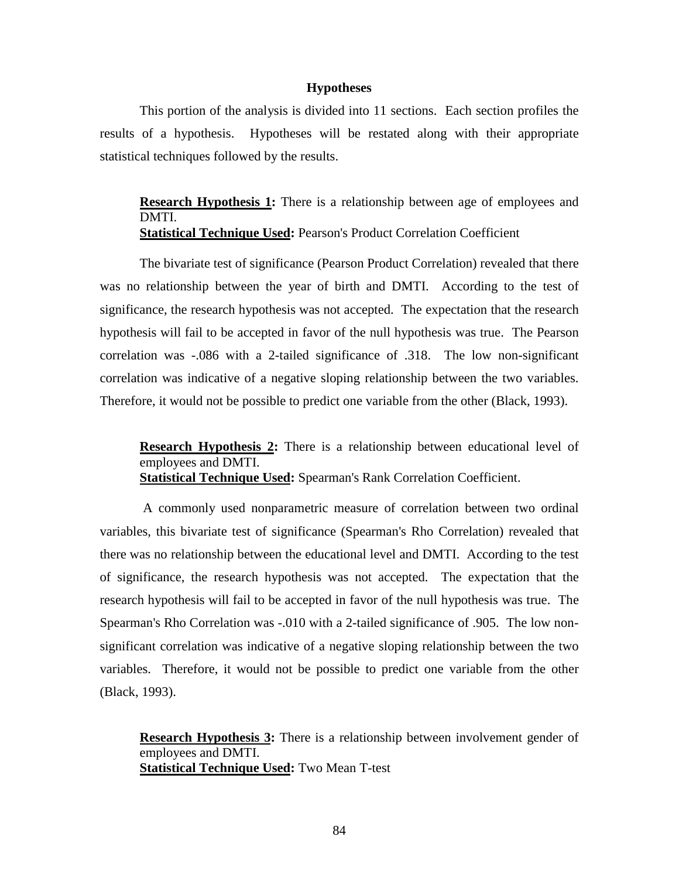### Hypotheses

This portion of the analysis is divided into 11 sections. Each section profiles the results of a hypothesis. Hypotheses will be restated along with their appropriate statistical techniques followed by the results.

> **Research Hypothesis 1:** There is a relationship between age of employees and DMTI.
> **Statistical Technique Used:** Pearson's Product Correlation Coefficient

The bivariate test of significance (Pearson Product Correlation) revealed that there was no relationship between the year of birth and DMTI. According to the test of significance, the research hypothesis was not accepted. The expectation that the research hypothesis will fail to be accepted in favor of the null hypothesis was true. The Pearson correlation was -.086 with a 2-tailed significance of .318. The low non-significant correlation was indicative of a negative sloping relationship between the two variables. Therefore, it would not be possible to predict one variable from the other (Black, 1993).

> **Research Hypothesis 2:** There is a relationship between educational level of employees and DMTI.
> **Statistical Technique Used:** Spearman's Rank Correlation Coefficient.

A commonly used nonparametric measure of correlation between two ordinal variables, this bivariate test of significance (Spearman's Rho Correlation) revealed that there was no relationship between the educational level and DMTI. According to the test of significance, the research hypothesis was not accepted. The expectation that the research hypothesis will fail to be accepted in favor of the null hypothesis was true. The Spearman's Rho Correlation was -.010 with a 2-tailed significance of .905. The low non-significant correlation was indicative of a negative sloping relationship between the two variables. Therefore, it would not be possible to predict one variable from the other (Black, 1993).

> **Research Hypothesis 3:** There is a relationship between involvement gender of employees and DMTI.
> **Statistical Technique Used:** Two Mean T-test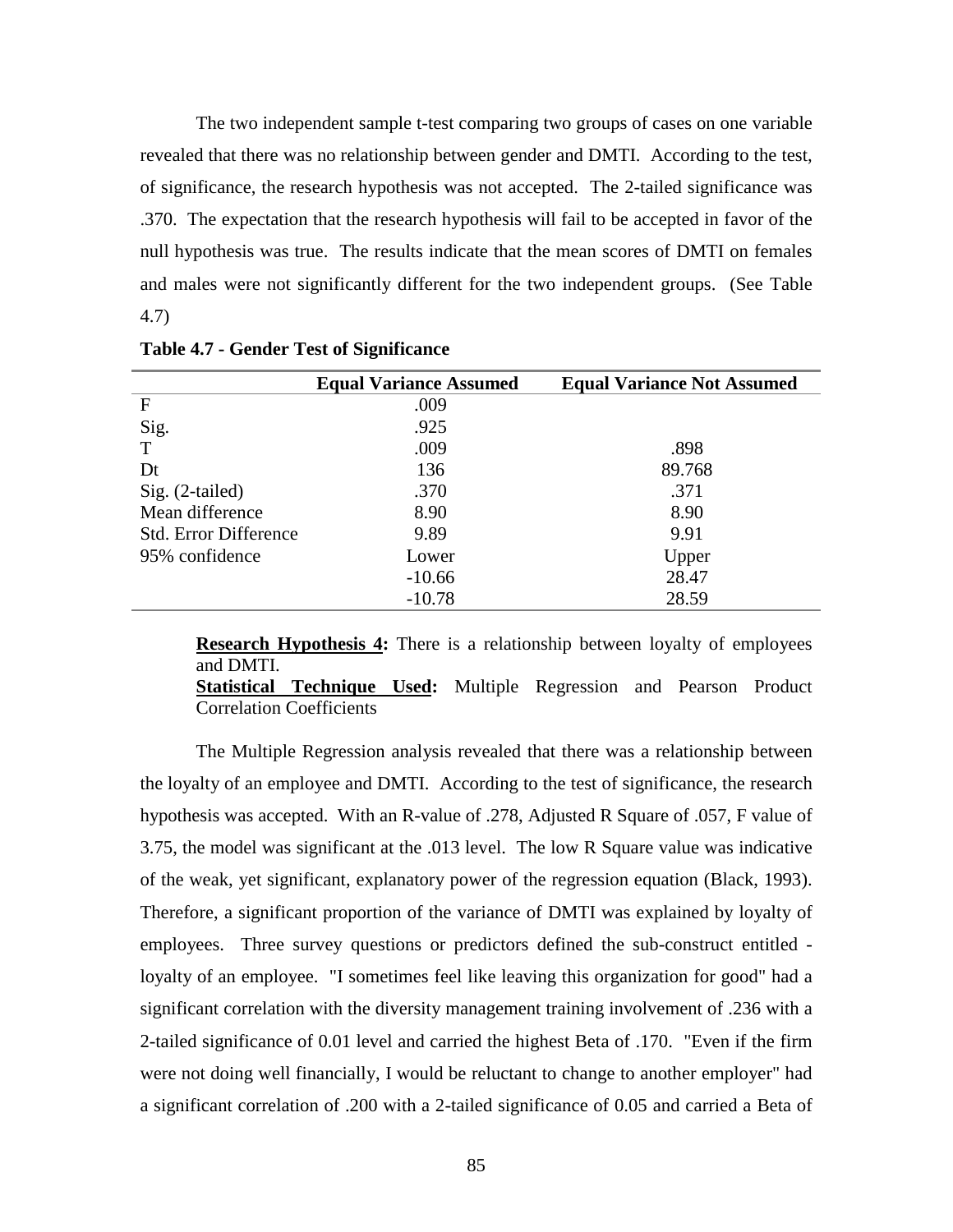The two independent sample t-test comparing two groups of cases on one variable revealed that there was no relationship between gender and DMTI. According to the test, of significance, the research hypothesis was not accepted. The 2-tailed significance was .370. The expectation that the research hypothesis will fail to be accepted in favor of the null hypothesis was true. The results indicate that the mean scores of DMTI on females and males were not significantly different for the two independent groups. (See Table 4.7)

**Table 4.7 - Gender Test of Significance**

| | Equal Variance Assumed | Equal Variance Not Assumed |
|---|---|---|
| F | .009 | |
| Sig. | .925 | |
| T | .009 | .898 |
| Dt | 136 | 89.768 |
| Sig. (2-tailed) | .370 | .371 |
| Mean difference | 8.90 | 8.90 |
| Std. Error Difference | 9.89 | 9.91 |
| 95% confidence | Lower | Upper |
| | -10.66 | 28.47 |
| | -10.78 | 28.59 |

> **Research Hypothesis 4:** There is a relationship between loyalty of employees and DMTI.
> **Statistical Technique Used:** Multiple Regression and Pearson Product Correlation Coefficients

The Multiple Regression analysis revealed that there was a relationship between the loyalty of an employee and DMTI. According to the test of significance, the research hypothesis was accepted. With an R-value of .278, Adjusted R Square of .057, F value of 3.75, the model was significant at the .013 level. The low R Square value was indicative of the weak, yet significant, explanatory power of the regression equation (Black, 1993). Therefore, a significant proportion of the variance of DMTI was explained by loyalty of employees. Three survey questions or predictors defined the sub-construct entitled - loyalty of an employee. "I sometimes feel like leaving this organization for good" had a significant correlation with the diversity management training involvement of .236 with a 2-tailed significance of 0.01 level and carried the highest Beta of .170. "Even if the firm were not doing well financially, I would be reluctant to change to another employer" had a significant correlation of .200 with a 2-tailed significance of 0.05 and carried a Beta of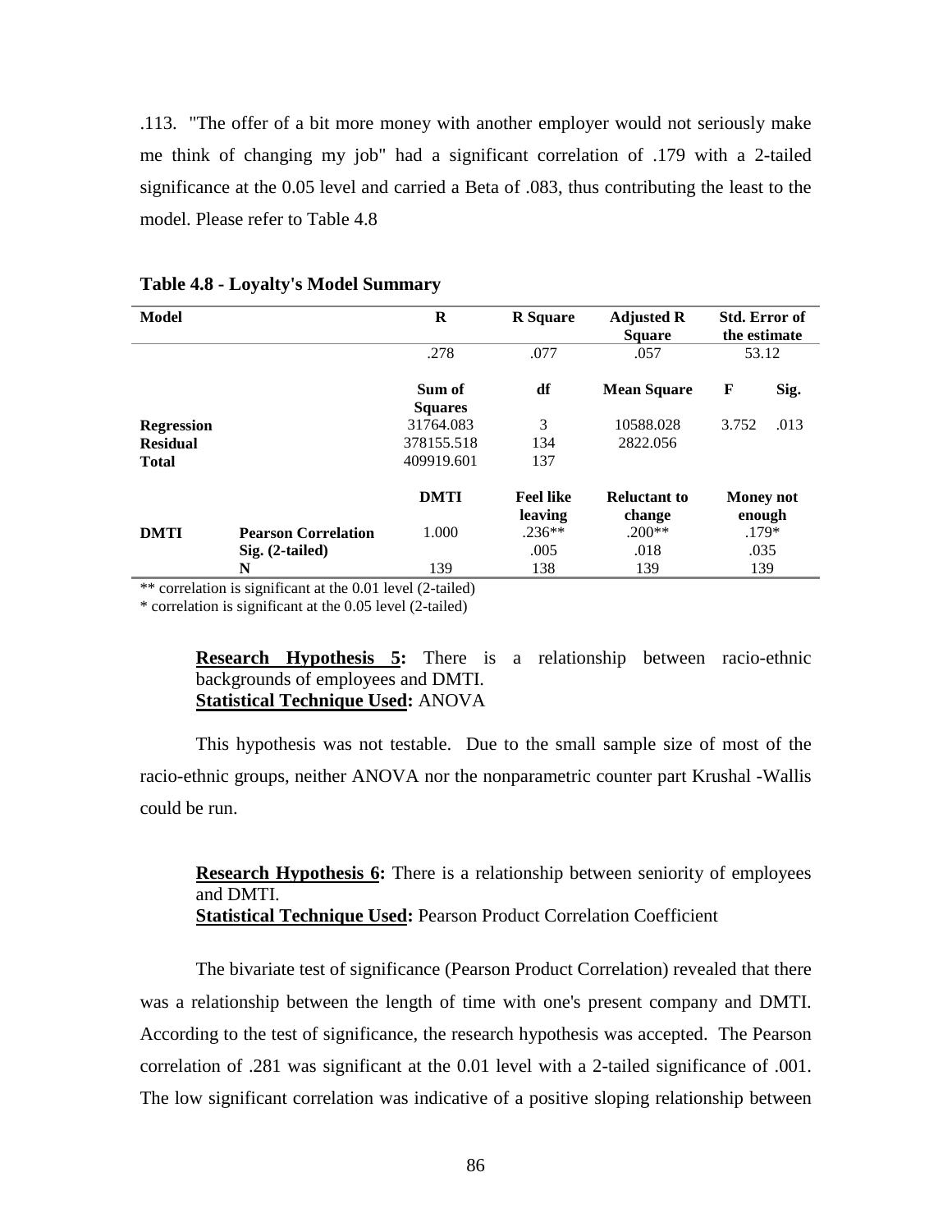.113. "The offer of a bit more money with another employer would not seriously make me think of changing my job" had a significant correlation of .179 with a 2-tailed significance at the 0.05 level and carried a Beta of .083, thus contributing the least to the model. Please refer to Table 4.8

**Table 4.8 - Loyalty's Model Summary**

| Model | | R | R Square | Adjusted R Square | Std. Error of the estimate | |
|---|---|---|---|---|---|---|
| | | .278 | .077 | .057 | 53.12 | |
| | | **Sum of Squares** | **df** | **Mean Square** | **F** | **Sig.** |
| **Regression** | | 31764.083 | 3 | 10588.028 | 3.752 | .013 |
| **Residual** | | 378155.518 | 134 | 2822.056 | | |
| **Total** | | 409919.601 | 137 | | | |
| | | **DMTI** | **Feel like leaving** | **Reluctant to change** | **Money not enough** | |
| **DMTI** | **Pearson Correlation** | 1.000 | .236** | .200** | .179* | |
| | **Sig. (2-tailed)** | | .005 | .018 | .035 | |
| | **N** | 139 | 138 | 139 | 139 | |

** correlation is significant at the 0.01 level (2-tailed)

* correlation is significant at the 0.05 level (2-tailed)

> **Research Hypothesis 5:** There is a relationship between racio-ethnic backgrounds of employees and DMTI.
> **Statistical Technique Used:** ANOVA

This hypothesis was not testable. Due to the small sample size of most of the racio-ethnic groups, neither ANOVA nor the nonparametric counter part Krushal -Wallis could be run.

> **Research Hypothesis 6:** There is a relationship between seniority of employees and DMTI.
> **Statistical Technique Used:** Pearson Product Correlation Coefficient

The bivariate test of significance (Pearson Product Correlation) revealed that there was a relationship between the length of time with one's present company and DMTI. According to the test of significance, the research hypothesis was accepted. The Pearson correlation of .281 was significant at the 0.01 level with a 2-tailed significance of .001. The low significant correlation was indicative of a positive sloping relationship between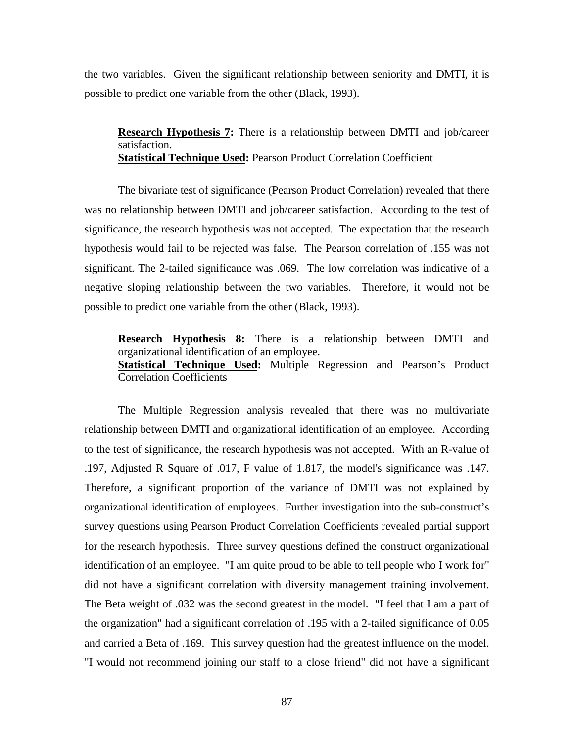the two variables. Given the significant relationship between seniority and DMTI, it is possible to predict one variable from the other (Black, 1993).

> **<u>Research Hypothesis 7</u>:** There is a relationship between DMTI and job/career satisfaction.
> **<u>Statistical Technique Used</u>:** Pearson Product Correlation Coefficient

The bivariate test of significance (Pearson Product Correlation) revealed that there was no relationship between DMTI and job/career satisfaction. According to the test of significance, the research hypothesis was not accepted. The expectation that the research hypothesis would fail to be rejected was false. The Pearson correlation of .155 was not significant. The 2-tailed significance was .069. The low correlation was indicative of a negative sloping relationship between the two variables. Therefore, it would not be possible to predict one variable from the other (Black, 1993).

> **Research Hypothesis 8:** There is a relationship between DMTI and organizational identification of an employee.
> **<u>Statistical Technique Used</u>:** Multiple Regression and Pearson's Product Correlation Coefficients

The Multiple Regression analysis revealed that there was no multivariate relationship between DMTI and organizational identification of an employee. According to the test of significance, the research hypothesis was not accepted. With an R-value of .197, Adjusted R Square of .017, F value of 1.817, the model's significance was .147. Therefore, a significant proportion of the variance of DMTI was not explained by organizational identification of employees. Further investigation into the sub-construct's survey questions using Pearson Product Correlation Coefficients revealed partial support for the research hypothesis. Three survey questions defined the construct organizational identification of an employee. "I am quite proud to be able to tell people who I work for" did not have a significant correlation with diversity management training involvement. The Beta weight of .032 was the second greatest in the model. "I feel that I am a part of the organization" had a significant correlation of .195 with a 2-tailed significance of 0.05 and carried a Beta of .169. This survey question had the greatest influence on the model. "I would not recommend joining our staff to a close friend" did not have a significant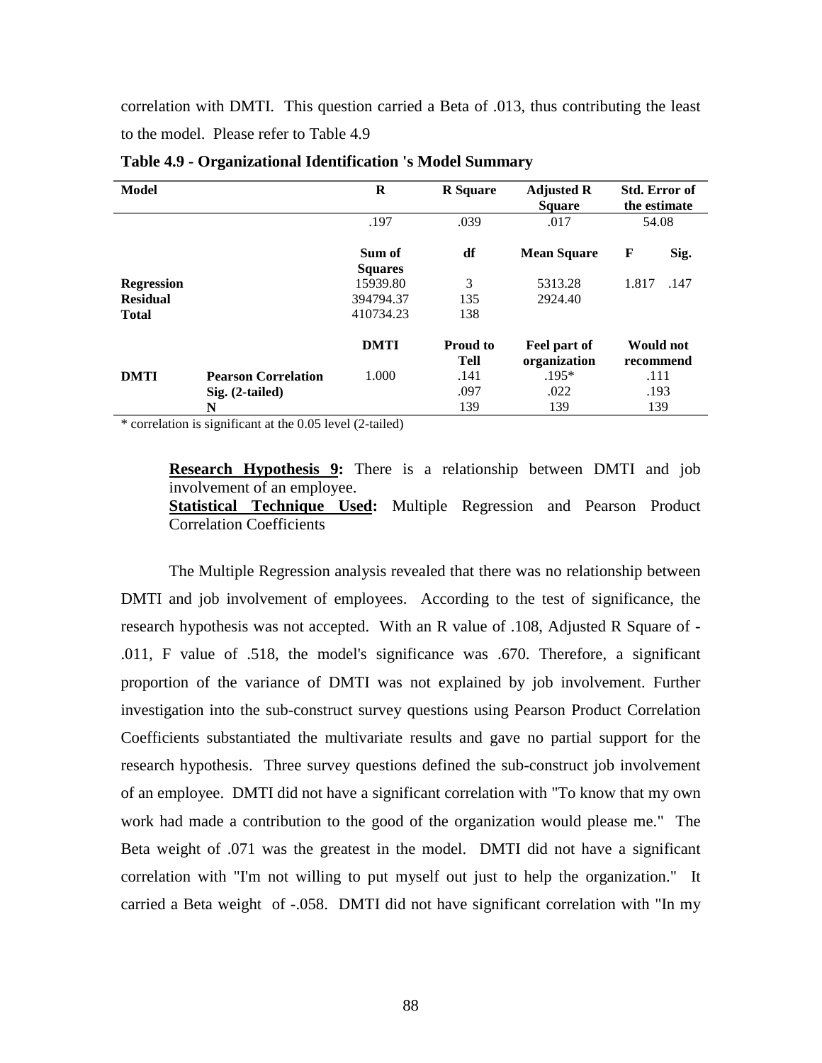correlation with DMTI. This question carried a Beta of .013, thus contributing the least to the model. Please refer to Table 4.9

**Table 4.9 - Organizational Identification 's Model Summary**

| **Model** | | **R** | **R Square** | **Adjusted R Square** | **Std. Error of the estimate** | |
|---|---|---|---|---|---|---|
| | | .197 | .039 | .017 | 54.08 | |
| | | **Sum of Squares** | **df** | **Mean Square** | **F** | **Sig.** |
| **Regression** | | 15939.80 | 3 | 5313.28 | 1.817 | .147 |
| **Residual** | | 394794.37 | 135 | 2924.40 | | |
| **Total** | | 410734.23 | 138 | | | |
| | | **DMTI** | **Proud to Tell** | **Feel part of organization** | **Would not recommend** | |
| **DMTI** | **Pearson Correlation** | 1.000 | .141 | .195* | .111 | |
| | **Sig. (2-tailed)** | | .097 | .022 | .193 | |
| | **N** | | 139 | 139 | 139 | |

\* correlation is significant at the 0.05 level (2-tailed)

> **Research Hypothesis 9:** There is a relationship between DMTI and job involvement of an employee.
> **Statistical Technique Used:** Multiple Regression and Pearson Product Correlation Coefficients

The Multiple Regression analysis revealed that there was no relationship between DMTI and job involvement of employees. According to the test of significance, the research hypothesis was not accepted. With an R value of .108, Adjusted R Square of -.011, F value of .518, the model's significance was .670. Therefore, a significant proportion of the variance of DMTI was not explained by job involvement. Further investigation into the sub-construct survey questions using Pearson Product Correlation Coefficients substantiated the multivariate results and gave no partial support for the research hypothesis. Three survey questions defined the sub-construct job involvement of an employee. DMTI did not have a significant correlation with "To know that my own work had made a contribution to the good of the organization would please me." The Beta weight of .071 was the greatest in the model. DMTI did not have a significant correlation with "I'm not willing to put myself out just to help the organization." It carried a Beta weight of -.058. DMTI did not have significant correlation with "In my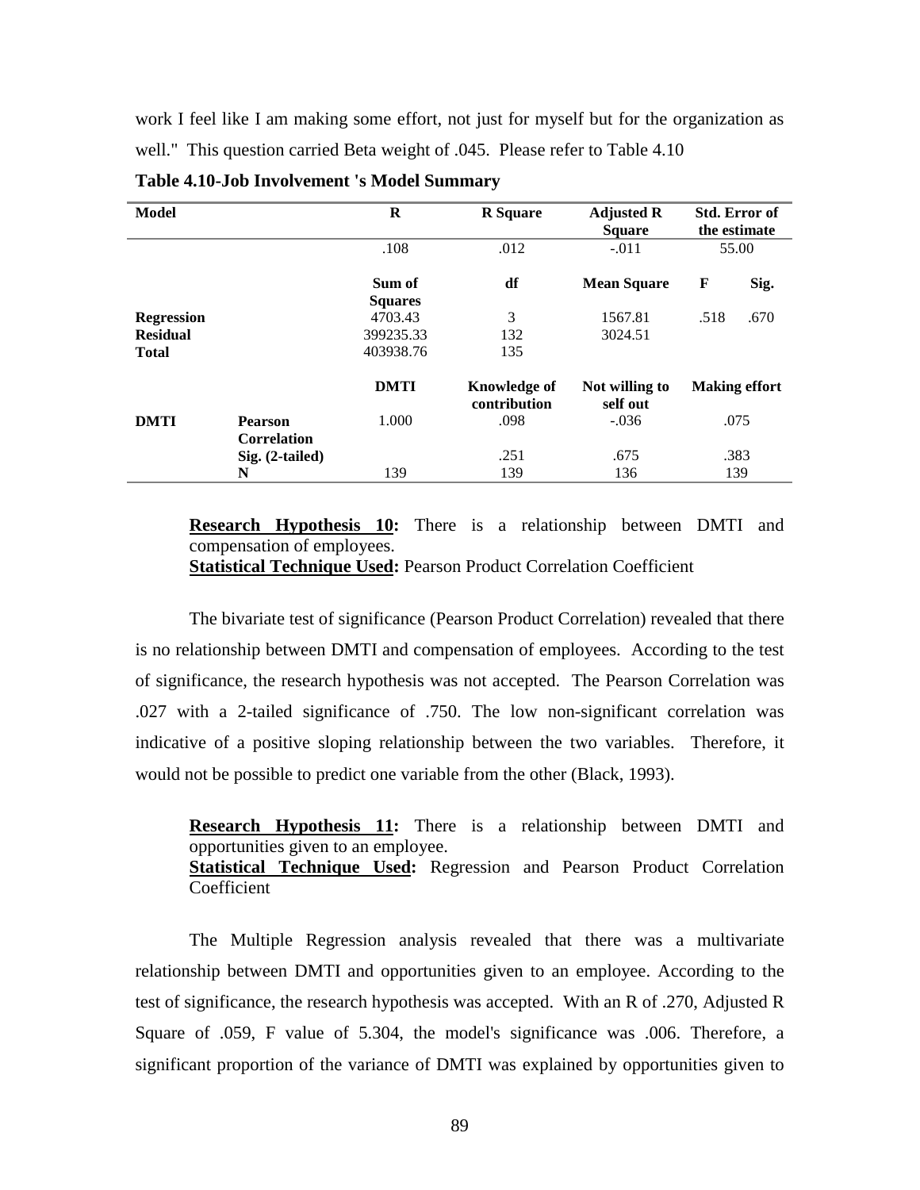work I feel like I am making some effort, not just for myself but for the organization as well." This question carried Beta weight of .045. Please refer to Table 4.10

**Table 4.10-Job Involvement 's Model Summary**

| Model | | R | R Square | Adjusted R Square | Std. Error of the estimate | |
|---|---|---|---|---|---|---|
| | | .108 | .012 | -.011 | 55.00 | |
| | | **Sum of Squares** | **df** | **Mean Square** | **F** | **Sig.** |
| **Regression** | | 4703.43 | 3 | 1567.81 | .518 | .670 |
| **Residual** | | 399235.33 | 132 | 3024.51 | | |
| **Total** | | 403938.76 | 135 | | | |
| | | **DMTI** | **Knowledge of contribution** | **Not willing to self out** | **Making effort** | |
| **DMTI** | **Pearson Correlation** | 1.000 | .098 | -.036 | .075 | |
| | **Sig. (2-tailed)** | | .251 | .675 | .383 | |
| | **N** | 139 | 139 | 136 | 139 | |

**Research Hypothesis 10:** There is a relationship between DMTI and compensation of employees.
**Statistical Technique Used:** Pearson Product Correlation Coefficient

The bivariate test of significance (Pearson Product Correlation) revealed that there is no relationship between DMTI and compensation of employees. According to the test of significance, the research hypothesis was not accepted. The Pearson Correlation was .027 with a 2-tailed significance of .750. The low non-significant correlation was indicative of a positive sloping relationship between the two variables. Therefore, it would not be possible to predict one variable from the other (Black, 1993).

**Research Hypothesis 11:** There is a relationship between DMTI and opportunities given to an employee.
**Statistical Technique Used:** Regression and Pearson Product Correlation Coefficient

The Multiple Regression analysis revealed that there was a multivariate relationship between DMTI and opportunities given to an employee. According to the test of significance, the research hypothesis was accepted. With an R of .270, Adjusted R Square of .059, F value of 5.304, the model's significance was .006. Therefore, a significant proportion of the variance of DMTI was explained by opportunities given to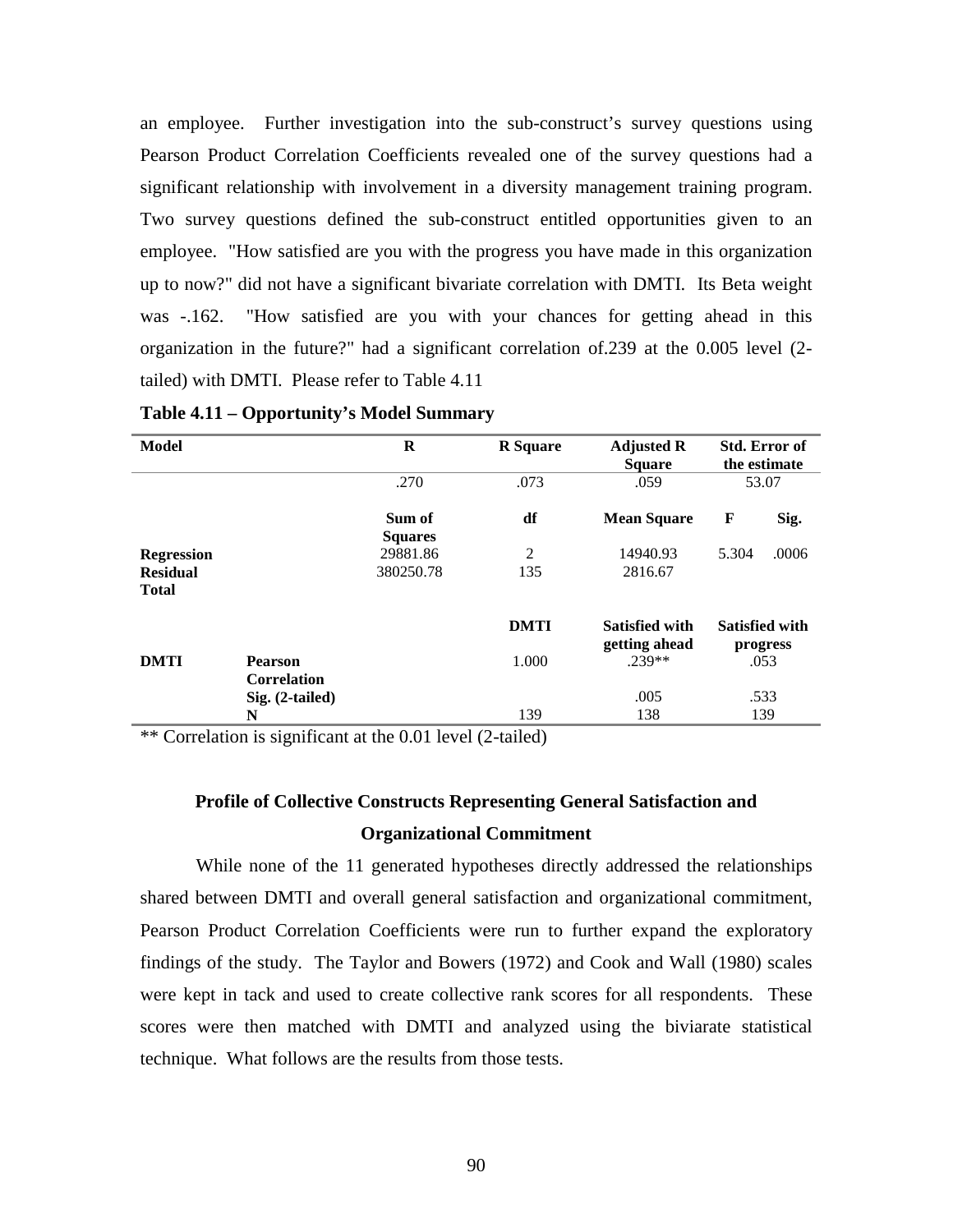an employee. Further investigation into the sub-construct's survey questions using Pearson Product Correlation Coefficients revealed one of the survey questions had a significant relationship with involvement in a diversity management training program. Two survey questions defined the sub-construct entitled opportunities given to an employee. "How satisfied are you with the progress you have made in this organization up to now?" did not have a significant bivariate correlation with DMTI. Its Beta weight was -.162. "How satisfied are you with your chances for getting ahead in this organization in the future?" had a significant correlation of.239 at the 0.005 level (2-tailed) with DMTI. Please refer to Table 4.11

**Table 4.11 – Opportunity's Model Summary**

| **Model** | | **R** | **R Square** | **Adjusted R Square** | **Std. Error of the estimate** | |
|---|---|---|---|---|---|---|
| | | .270 | .073 | .059 | 53.07 | |
| | | **Sum of Squares** | **df** | **Mean Square** | **F** | **Sig.** |
| **Regression** | | 29881.86 | 2 | 14940.93 | 5.304 | .0006 |
| **Residual** | | 380250.78 | 135 | 2816.67 | | |
| **Total** | | | | | | |
| | | | **DMTI** | **Satisfied with getting ahead** | **Satisfied with progress** | |
| **DMTI** | **Pearson Correlation** | | 1.000 | .239** | .053 | |
| | **Sig. (2-tailed)** | | | .005 | .533 | |
| | **N** | | 139 | 138 | 139 | |

** Correlation is significant at the 0.01 level (2-tailed)

### Profile of Collective Constructs Representing General Satisfaction and Organizational Commitment

While none of the 11 generated hypotheses directly addressed the relationships shared between DMTI and overall general satisfaction and organizational commitment, Pearson Product Correlation Coefficients were run to further expand the exploratory findings of the study. The Taylor and Bowers (1972) and Cook and Wall (1980) scales were kept in tack and used to create collective rank scores for all respondents. These scores were then matched with DMTI and analyzed using the biviarate statistical technique. What follows are the results from those tests.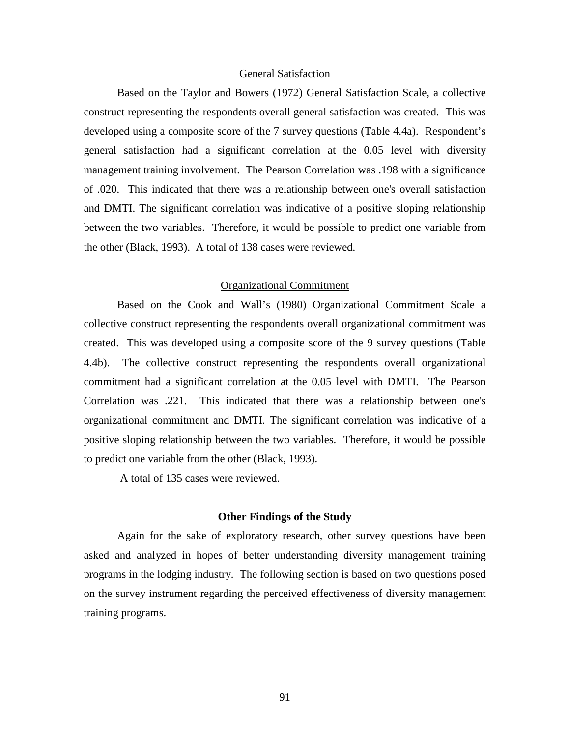## General Satisfaction

Based on the Taylor and Bowers (1972) General Satisfaction Scale, a collective construct representing the respondents overall general satisfaction was created. This was developed using a composite score of the 7 survey questions (Table 4.4a). Respondent's general satisfaction had a significant correlation at the 0.05 level with diversity management training involvement. The Pearson Correlation was .198 with a significance of .020. This indicated that there was a relationship between one's overall satisfaction and DMTI. The significant correlation was indicative of a positive sloping relationship between the two variables. Therefore, it would be possible to predict one variable from the other (Black, 1993). A total of 138 cases were reviewed.

## Organizational Commitment

Based on the Cook and Wall's (1980) Organizational Commitment Scale a collective construct representing the respondents overall organizational commitment was created. This was developed using a composite score of the 9 survey questions (Table 4.4b). The collective construct representing the respondents overall organizational commitment had a significant correlation at the 0.05 level with DMTI. The Pearson Correlation was .221. This indicated that there was a relationship between one's organizational commitment and DMTI. The significant correlation was indicative of a positive sloping relationship between the two variables. Therefore, it would be possible to predict one variable from the other (Black, 1993).

A total of 135 cases were reviewed.

## Other Findings of the Study

Again for the sake of exploratory research, other survey questions have been asked and analyzed in hopes of better understanding diversity management training programs in the lodging industry. The following section is based on two questions posed on the survey instrument regarding the perceived effectiveness of diversity management training programs.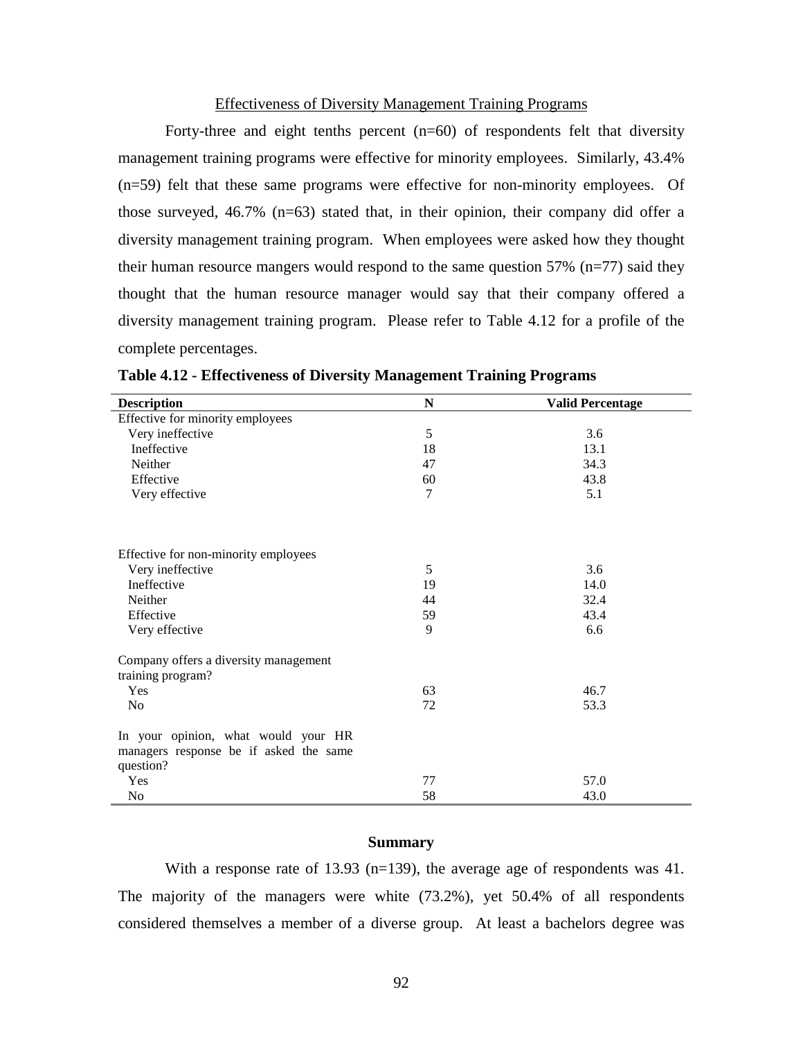## Effectiveness of Diversity Management Training Programs

Forty-three and eight tenths percent (n=60) of respondents felt that diversity management training programs were effective for minority employees. Similarly, 43.4% (n=59) felt that these same programs were effective for non-minority employees. Of those surveyed, 46.7% (n=63) stated that, in their opinion, their company did offer a diversity management training program. When employees were asked how they thought their human resource mangers would respond to the same question 57% (n=77) said they thought that the human resource manager would say that their company offered a diversity management training program. Please refer to Table 4.12 for a profile of the complete percentages.

**Table 4.12 - Effectiveness of Diversity Management Training Programs**

| Description | N | Valid Percentage |
|---|---|---|
| Effective for minority employees | | |
| Very ineffective | 5 | 3.6 |
| Ineffective | 18 | 13.1 |
| Neither | 47 | 34.3 |
| Effective | 60 | 43.8 |
| Very effective | 7 | 5.1 |
| Effective for non-minority employees | | |
| Very ineffective | 5 | 3.6 |
| Ineffective | 19 | 14.0 |
| Neither | 44 | 32.4 |
| Effective | 59 | 43.4 |
| Very effective | 9 | 6.6 |
| Company offers a diversity management training program? | | |
| Yes | 63 | 46.7 |
| No | 72 | 53.3 |
| In your opinion, what would your HR managers response be if asked the same question? | | |
| Yes | 77 | 57.0 |
| No | 58 | 43.0 |

### Summary

With a response rate of 13.93 (n=139), the average age of respondents was 41. The majority of the managers were white (73.2%), yet 50.4% of all respondents considered themselves a member of a diverse group. At least a bachelors degree was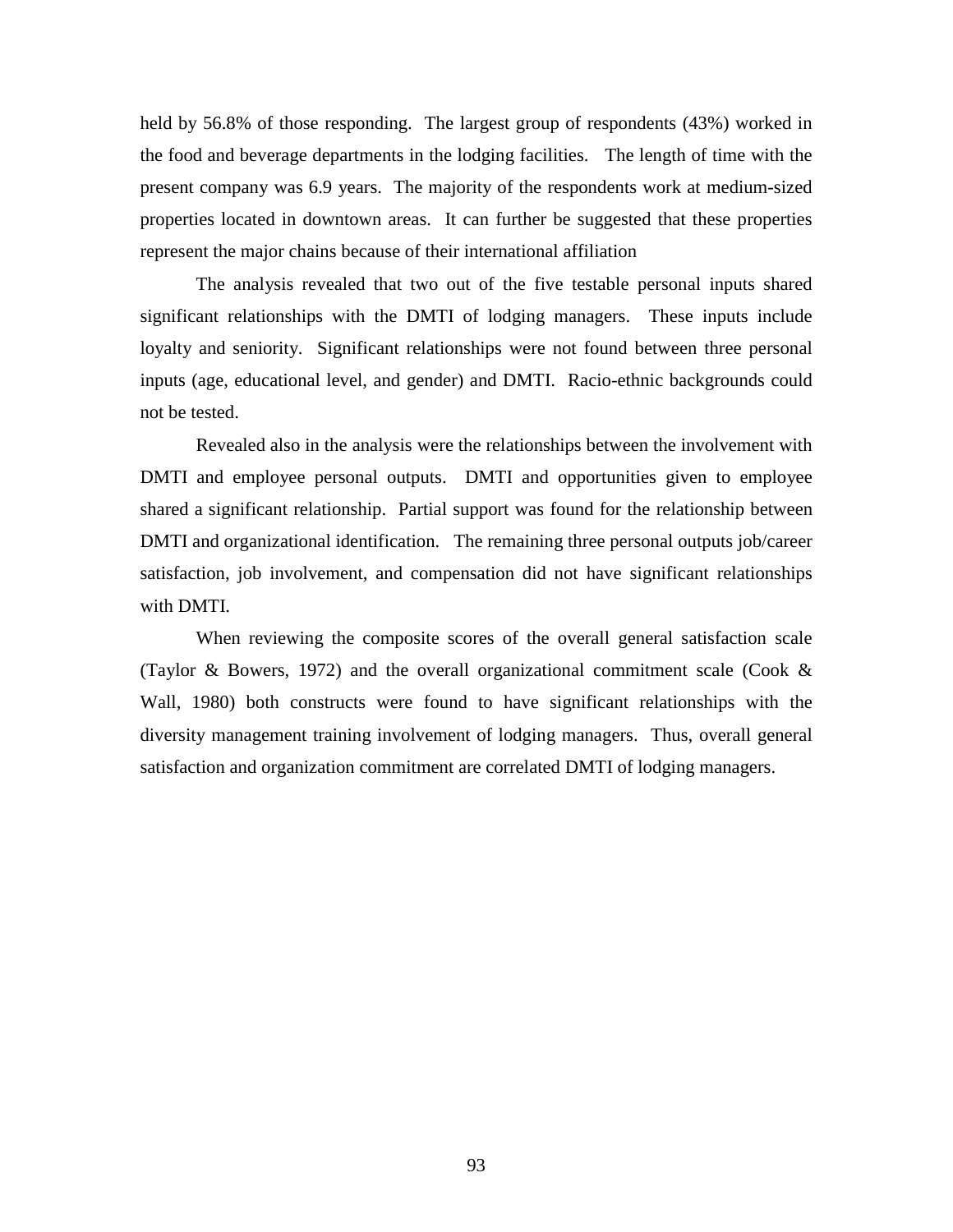held by 56.8% of those responding. The largest group of respondents (43%) worked in the food and beverage departments in the lodging facilities. The length of time with the present company was 6.9 years. The majority of the respondents work at medium-sized properties located in downtown areas. It can further be suggested that these properties represent the major chains because of their international affiliation

The analysis revealed that two out of the five testable personal inputs shared significant relationships with the DMTI of lodging managers. These inputs include loyalty and seniority. Significant relationships were not found between three personal inputs (age, educational level, and gender) and DMTI. Racio-ethnic backgrounds could not be tested.

Revealed also in the analysis were the relationships between the involvement with DMTI and employee personal outputs. DMTI and opportunities given to employee shared a significant relationship. Partial support was found for the relationship between DMTI and organizational identification. The remaining three personal outputs job/career satisfaction, job involvement, and compensation did not have significant relationships with DMTI.

When reviewing the composite scores of the overall general satisfaction scale (Taylor & Bowers, 1972) and the overall organizational commitment scale (Cook & Wall, 1980) both constructs were found to have significant relationships with the diversity management training involvement of lodging managers. Thus, overall general satisfaction and organization commitment are correlated DMTI of lodging managers.